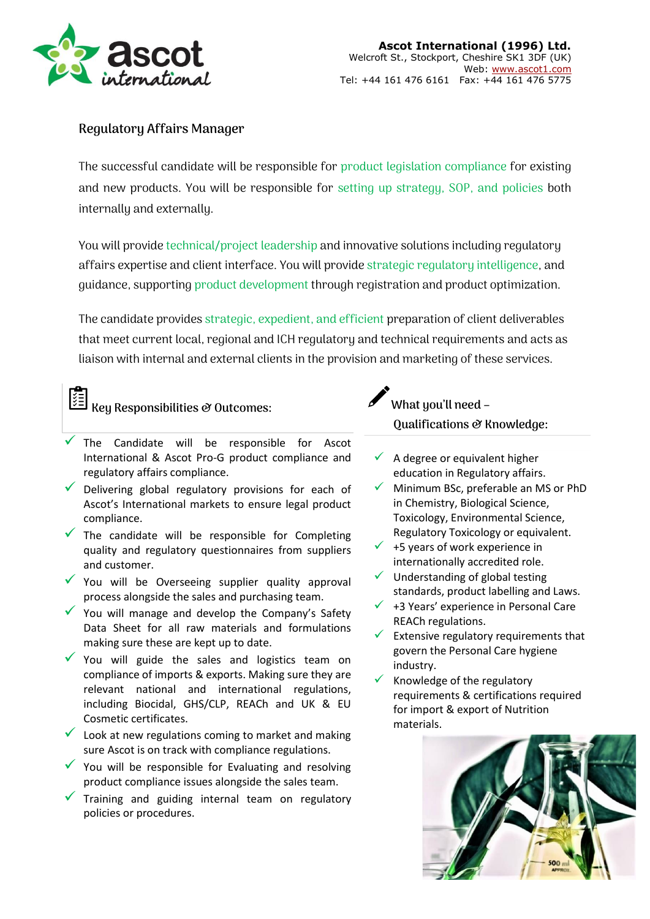**Ascot International (1996) Ltd.**
Welcroft St., Stockport, Cheshire SK1 3DF (UK)
Web: www.ascot1.com
Tel: +44 161 476 6161 Fax: +44 161 476 5775

## Regulatory Affairs Manager

The successful candidate will be responsible for product legislation compliance for existing and new products. You will be responsible for setting up strategy, SOP, and policies both internally and externally.

You will provide technical/project leadership and innovative solutions including regulatory affairs expertise and client interface. You will provide strategic regulatory intelligence, and guidance, supporting product development through registration and product optimization.

The candidate provides strategic, expedient, and efficient preparation of client deliverables that meet current local, regional and ICH regulatory and technical requirements and acts as liaison with internal and external clients in the provision and marketing of these services.

### Key Responsibilities & Outcomes:

- The Candidate will be responsible for Ascot International & Ascot Pro-G product compliance and regulatory affairs compliance.
- Delivering global regulatory provisions for each of Ascot's International markets to ensure legal product compliance.
- The candidate will be responsible for Completing quality and regulatory questionnaires from suppliers and customer.
- You will be Overseeing supplier quality approval process alongside the sales and purchasing team.
- You will manage and develop the Company's Safety Data Sheet for all raw materials and formulations making sure these are kept up to date.
- You will guide the sales and logistics team on compliance of imports & exports. Making sure they are relevant national and international regulations, including Biocidal, GHS/CLP, REACh and UK & EU Cosmetic certificates.
- Look at new regulations coming to market and making sure Ascot is on track with compliance regulations.
- You will be responsible for Evaluating and resolving product compliance issues alongside the sales team.
- Training and guiding internal team on regulatory policies or procedures.

### What you'll need – Qualifications & Knowledge:

- A degree or equivalent higher education in Regulatory affairs.
- Minimum BSc, preferable an MS or PhD in Chemistry, Biological Science, Toxicology, Environmental Science, Regulatory Toxicology or equivalent.
- +5 years of work experience in internationally accredited role.
- Understanding of global testing standards, product labelling and Laws.
- +3 Years' experience in Personal Care REACh regulations.
- Extensive regulatory requirements that govern the Personal Care hygiene industry.
- Knowledge of the regulatory requirements & certifications required for import & export of Nutrition materials.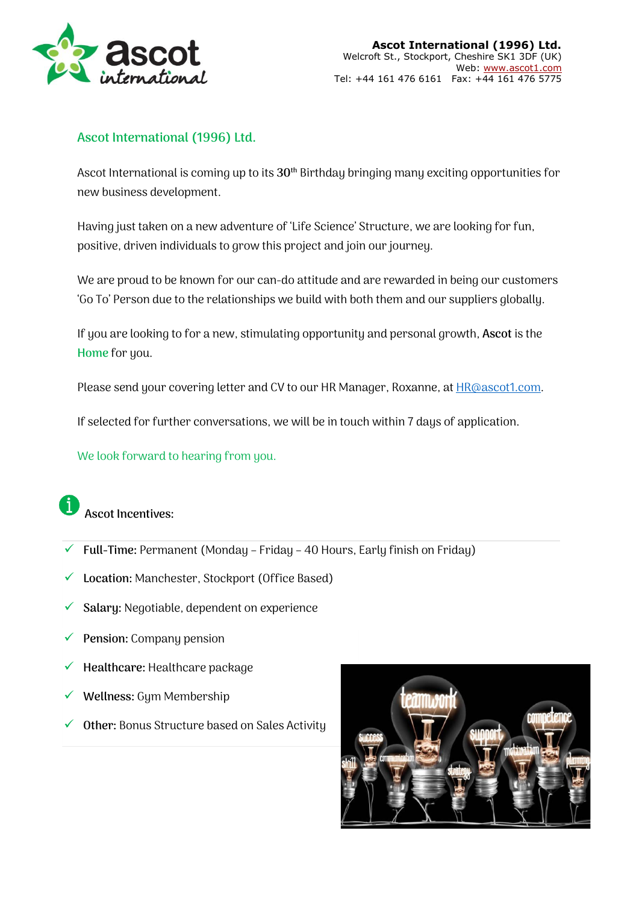**Ascot International (1996) Ltd.**
Welcroft St., Stockport, Cheshire SK1 3DF (UK)
Web: www.ascot1.com
Tel: +44 161 476 6161 Fax: +44 161 476 5775

## Ascot International (1996) Ltd.

Ascot International is coming up to its **30th** Birthday bringing many exciting opportunities for new business development.

Having just taken on a new adventure of 'Life Science' Structure, we are looking for fun, positive, driven individuals to grow this project and join our journey.

We are proud to be known for our can-do attitude and are rewarded in being our customers 'Go To' Person due to the relationships we build with both them and our suppliers globally.

If you are looking to for a new, stimulating opportunity and personal growth, **Ascot** is the Home for you.

Please send your covering letter and CV to our HR Manager, Roxanne, at HR@ascot1.com.

If selected for further conversations, we will be in touch within 7 days of application.

We look forward to hearing from you.

### Ascot Incentives:

- ✓ **Full-Time:** Permanent (Monday – Friday – 40 Hours, Early finish on Friday)
- ✓ **Location:** Manchester, Stockport (Office Based)
- ✓ **Salary:** Negotiable, dependent on experience
- ✓ **Pension:** Company pension
- ✓ **Healthcare:** Healthcare package
- ✓ **Wellness:** Gym Membership
- ✓ **Other:** Bonus Structure based on Sales Activity